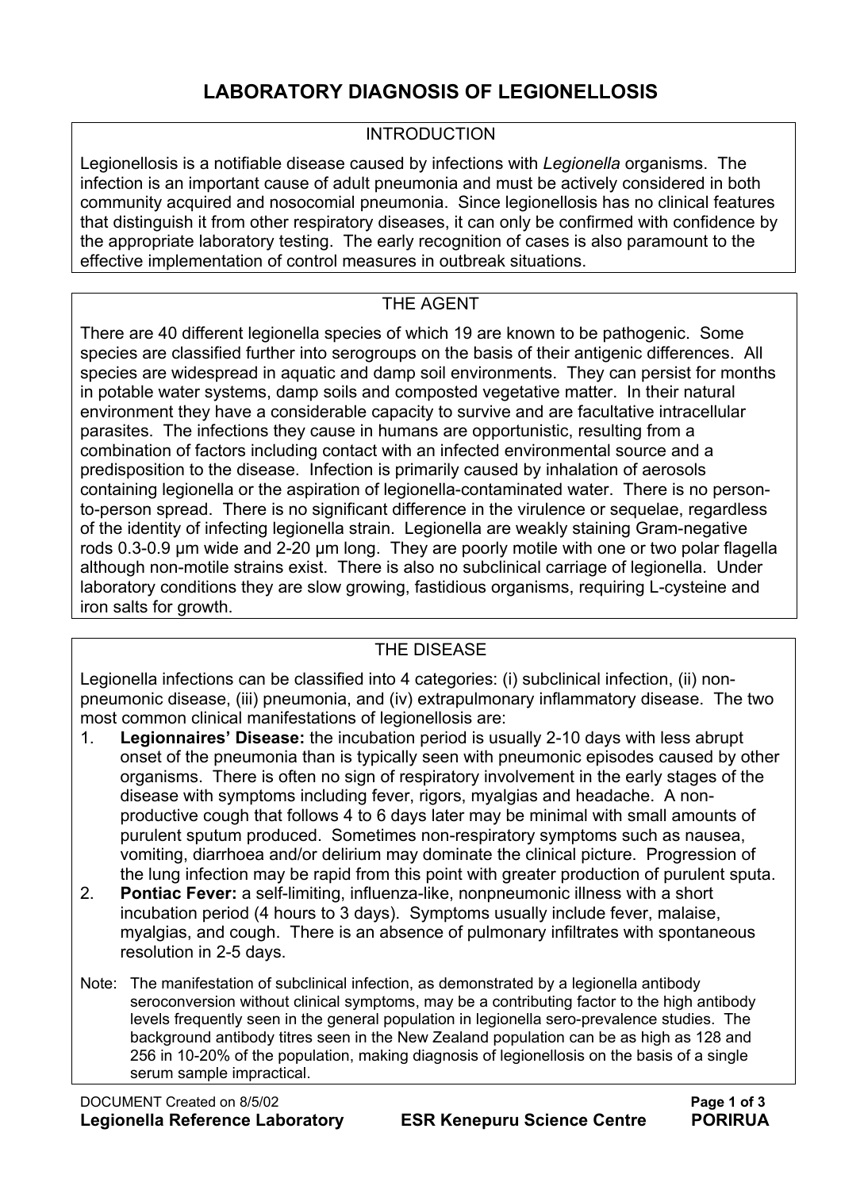# LABORATORY DIAGNOSIS OF LEGIONELLOSIS

## INTRODUCTION

Legionellosis is a notifiable disease caused by infections with *Legionella* organisms. The infection is an important cause of adult pneumonia and must be actively considered in both community acquired and nosocomial pneumonia. Since legionellosis has no clinical features that distinguish it from other respiratory diseases, it can only be confirmed with confidence by the appropriate laboratory testing. The early recognition of cases is also paramount to the effective implementation of control measures in outbreak situations.

## THE AGENT

There are 40 different legionella species of which 19 are known to be pathogenic. Some species are classified further into serogroups on the basis of their antigenic differences. All species are widespread in aquatic and damp soil environments. They can persist for months in potable water systems, damp soils and composted vegetative matter. In their natural environment they have a considerable capacity to survive and are facultative intracellular parasites. The infections they cause in humans are opportunistic, resulting from a combination of factors including contact with an infected environmental source and a predisposition to the disease. Infection is primarily caused by inhalation of aerosols containing legionella or the aspiration of legionella-contaminated water. There is no person-to-person spread. There is no significant difference in the virulence or sequelae, regardless of the identity of infecting legionella strain. Legionella are weakly staining Gram-negative rods 0.3-0.9 µm wide and 2-20 µm long. They are poorly motile with one or two polar flagella although non-motile strains exist. There is also no subclinical carriage of legionella. Under laboratory conditions they are slow growing, fastidious organisms, requiring L-cysteine and iron salts for growth.

## THE DISEASE

Legionella infections can be classified into 4 categories: (i) subclinical infection, (ii) non-pneumonic disease, (iii) pneumonia, and (iv) extrapulmonary inflammatory disease. The two most common clinical manifestations of legionellosis are:

1. **Legionnaires' Disease:** the incubation period is usually 2-10 days with less abrupt onset of the pneumonia than is typically seen with pneumonic episodes caused by other organisms. There is often no sign of respiratory involvement in the early stages of the disease with symptoms including fever, rigors, myalgias and headache. A non-productive cough that follows 4 to 6 days later may be minimal with small amounts of purulent sputum produced. Sometimes non-respiratory symptoms such as nausea, vomiting, diarrhoea and/or delirium may dominate the clinical picture. Progression of the lung infection may be rapid from this point with greater production of purulent sputa.
2. **Pontiac Fever:** a self-limiting, influenza-like, nonpneumonic illness with a short incubation period (4 hours to 3 days). Symptoms usually include fever, malaise, myalgias, and cough. There is an absence of pulmonary infiltrates with spontaneous resolution in 2-5 days.

Note: The manifestation of subclinical infection, as demonstrated by a legionella antibody seroconversion without clinical symptoms, may be a contributing factor to the high antibody levels frequently seen in the general population in legionella sero-prevalence studies. The background antibody titres seen in the New Zealand population can be as high as 128 and 256 in 10-20% of the population, making diagnosis of legionellosis on the basis of a single serum sample impractical.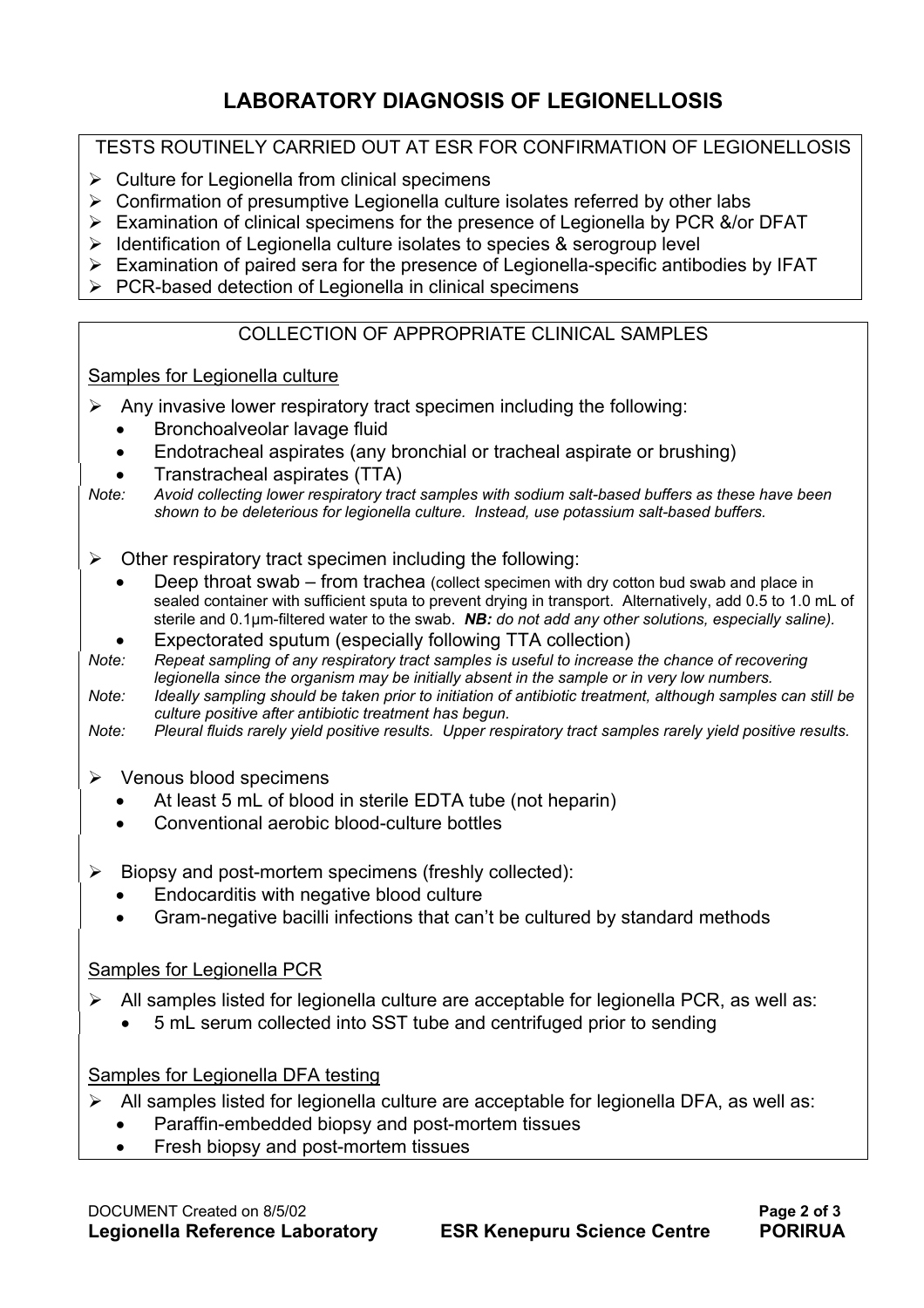# LABORATORY DIAGNOSIS OF LEGIONELLOSIS

## TESTS ROUTINELY CARRIED OUT AT ESR FOR CONFIRMATION OF LEGIONELLOSIS

- Culture for Legionella from clinical specimens
- Confirmation of presumptive Legionella culture isolates referred by other labs
- Examination of clinical specimens for the presence of Legionella by PCR &/or DFAT
- Identification of Legionella culture isolates to species & serogroup level
- Examination of paired sera for the presence of Legionella-specific antibodies by IFAT
- PCR-based detection of Legionella in clinical specimens

## COLLECTION OF APPROPRIATE CLINICAL SAMPLES

### Samples for Legionella culture

- Any invasive lower respiratory tract specimen including the following:
  - Bronchoalveolar lavage fluid
  - Endotracheal aspirates (any bronchial or tracheal aspirate or brushing)
  - Transtracheal aspirates (TTA)

*Note: Avoid collecting lower respiratory tract samples with sodium salt-based buffers as these have been shown to be deleterious for legionella culture. Instead, use potassium salt-based buffers.*

- Other respiratory tract specimen including the following:
  - Deep throat swab – from trachea (collect specimen with dry cotton bud swab and place in sealed container with sufficient sputa to prevent drying in transport. Alternatively, add 0.5 to 1.0 mL of sterile and 0.1µm-filtered water to the swab. ***NB:*** *do not add any other solutions, especially saline).*
  - Expectorated sputum (especially following TTA collection)

*Note: Repeat sampling of any respiratory tract samples is useful to increase the chance of recovering legionella since the organism may be initially absent in the sample or in very low numbers.*

*Note: Ideally sampling should be taken prior to initiation of antibiotic treatment, although samples can still be culture positive after antibiotic treatment has begun.*

*Note: Pleural fluids rarely yield positive results. Upper respiratory tract samples rarely yield positive results.*

- Venous blood specimens
  - At least 5 mL of blood in sterile EDTA tube (not heparin)
  - Conventional aerobic blood-culture bottles

- Biopsy and post-mortem specimens (freshly collected):
  - Endocarditis with negative blood culture
  - Gram-negative bacilli infections that can't be cultured by standard methods

### Samples for Legionella PCR

- All samples listed for legionella culture are acceptable for legionella PCR, as well as:
  - 5 mL serum collected into SST tube and centrifuged prior to sending

### Samples for Legionella DFA testing

- All samples listed for legionella culture are acceptable for legionella DFA, as well as:
  - Paraffin-embedded biopsy and post-mortem tissues
  - Fresh biopsy and post-mortem tissues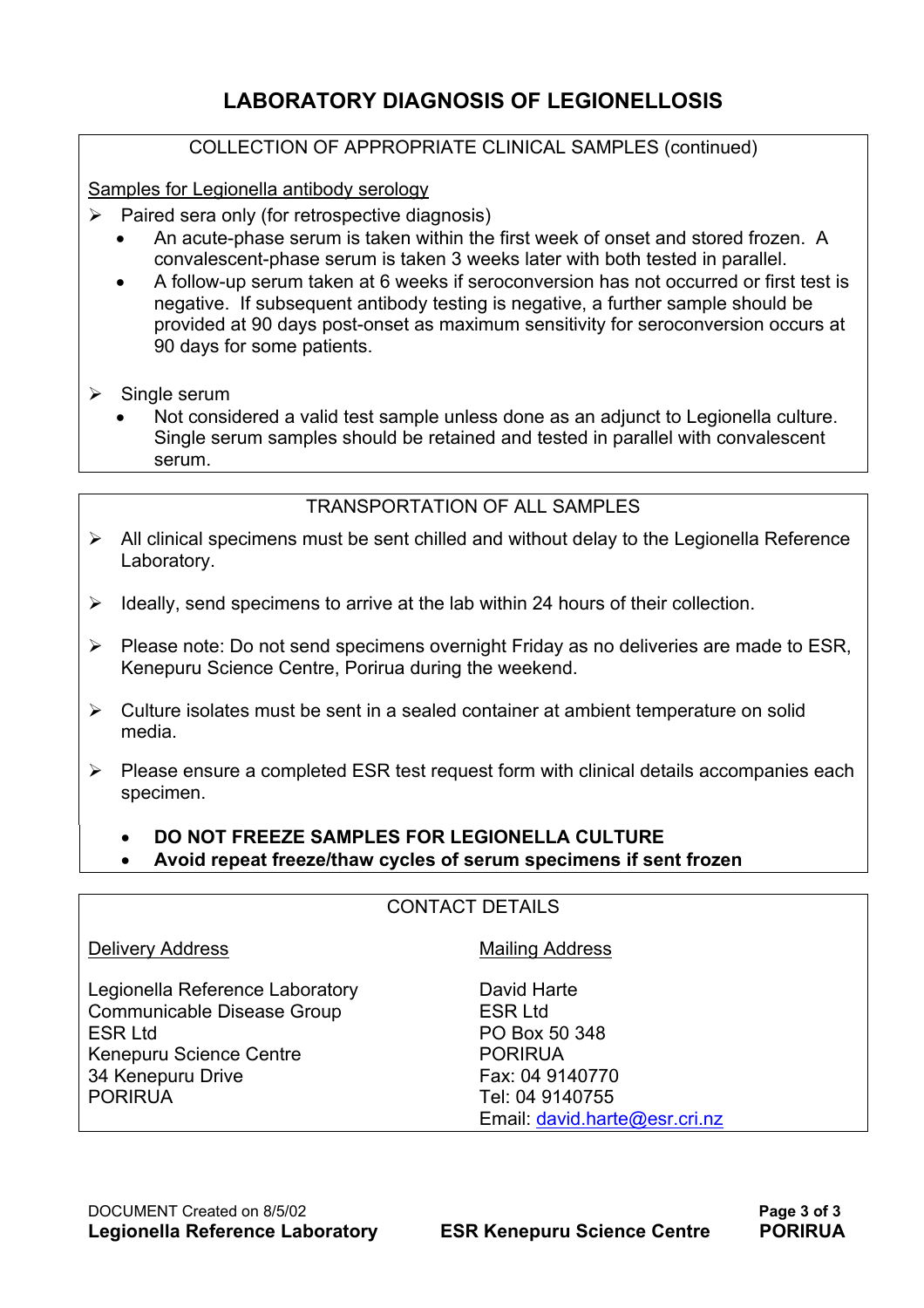# LABORATORY DIAGNOSIS OF LEGIONELLOSIS

## COLLECTION OF APPROPRIATE CLINICAL SAMPLES (continued)

Samples for Legionella antibody serology

- Paired sera only (for retrospective diagnosis)
  - An acute-phase serum is taken within the first week of onset and stored frozen. A convalescent-phase serum is taken 3 weeks later with both tested in parallel.
  - A follow-up serum taken at 6 weeks if seroconversion has not occurred or first test is negative. If subsequent antibody testing is negative, a further sample should be provided at 90 days post-onset as maximum sensitivity for seroconversion occurs at 90 days for some patients.

- Single serum
  - Not considered a valid test sample unless done as an adjunct to Legionella culture. Single serum samples should be retained and tested in parallel with convalescent serum.

## TRANSPORTATION OF ALL SAMPLES

- All clinical specimens must be sent chilled and without delay to the Legionella Reference Laboratory.
- Ideally, send specimens to arrive at the lab within 24 hours of their collection.
- Please note: Do not send specimens overnight Friday as no deliveries are made to ESR, Kenepuru Science Centre, Porirua during the weekend.
- Culture isolates must be sent in a sealed container at ambient temperature on solid media.
- Please ensure a completed ESR test request form with clinical details accompanies each specimen.
  - **DO NOT FREEZE SAMPLES FOR LEGIONELLA CULTURE**
  - **Avoid repeat freeze/thaw cycles of serum specimens if sent frozen**

## CONTACT DETAILS

Delivery Address

Legionella Reference Laboratory
Communicable Disease Group
ESR Ltd
Kenepuru Science Centre
34 Kenepuru Drive
PORIRUA

Mailing Address

David Harte
ESR Ltd
PO Box 50 348
PORIRUA
Fax: 04 9140770
Tel: 04 9140755
Email: david.harte@esr.cri.nz

DOCUMENT Created on 8/5/02